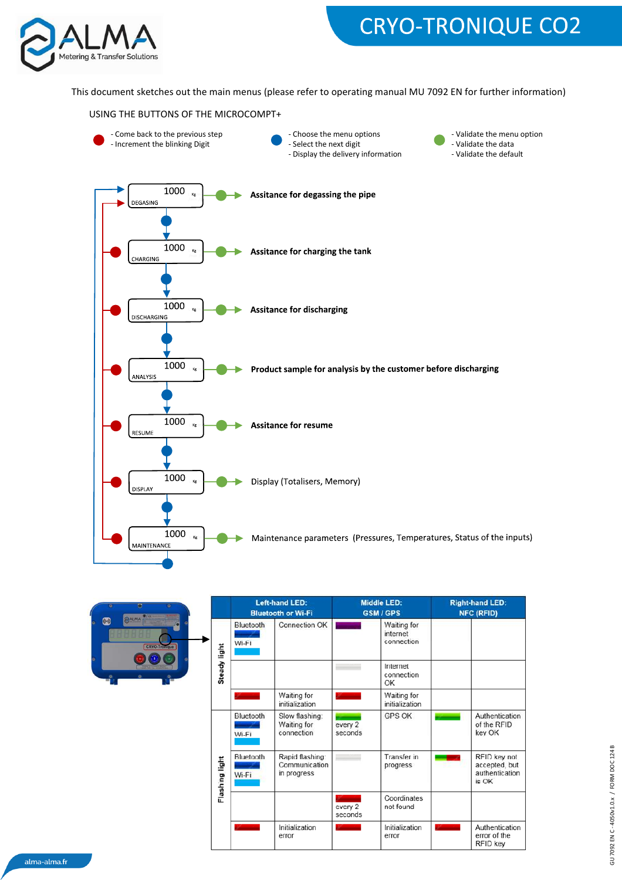# CRYO-TRONIQUE CO2

This document sketches out the main menus (please refer to operating manual MU 7092 EN for further information)

## USING THE BUTTONS OF THE MICROCOMPT+

- Red button:
  - Come back to the previous step
  - Increment the blinking Digit
- Blue button:
  - Choose the menu options
  - Select the next digit
  - Display the delivery information
- Green button:
  - Validate the menu option
  - Validate the data
  - Validate the default

| Menu | Description |
|---|---|
| 1000 Kg DEGASING | **Assitance for degassing the pipe** |
| 1000 Kg CHARGING | **Assitance for charging the tank** |
| 1000 Kg DISCHARGING | **Assitance for discharging** |
| 1000 Kg ANALYSIS | **Product sample for analysis by the customer before discharging** |
| 1000 Kg RESUME | **Assitance for resume** |
| 1000 Kg DISPLAY | Display (Totalisers, Memory) |
| 1000 Kg MAINTENANCE | Maintenance parameters (Pressures, Temperatures, Status of the inputs) |

|  | Left-hand LED: Bluetooth or Wi-Fi | | Middle LED: GSM / GPS | | Right-hand LED: NFC (RFID) | |
|---|---|---|---|---|---|---|
| Steady light | Bluetooth (dark blue) / Wi-Fi (light blue) | Connection OK | (purple) | Waiting for internet connection | | |
| | | | (white) | Internet connection OK | | |
| | (red) | Waiting for initialization | (red) | Waiting for initialization | | |
| Flashing light | Bluetooth (dark blue) / Wi-Fi (light blue) | Slow flashing: Waiting for connection | (green) every 2 seconds | GPS OK | (green) | Authentication of the RFID key OK |
| | Bluetooth (dark blue) / Wi-Fi (light blue) | Rapid flashing: Communication in progress | (white) | Transfer in progress | (green/red) | RFID key not accepted, but authentication is OK |
| | | | (red) every 2 seconds | Coordinates not found | | |
| | (red) | Initialization error | (red) | Initialization error | (red) | Authentication error of the RFID key |

alma-alma.fr

GU 7092 EN C - 4050v1.0.x / FORM DOC 124 B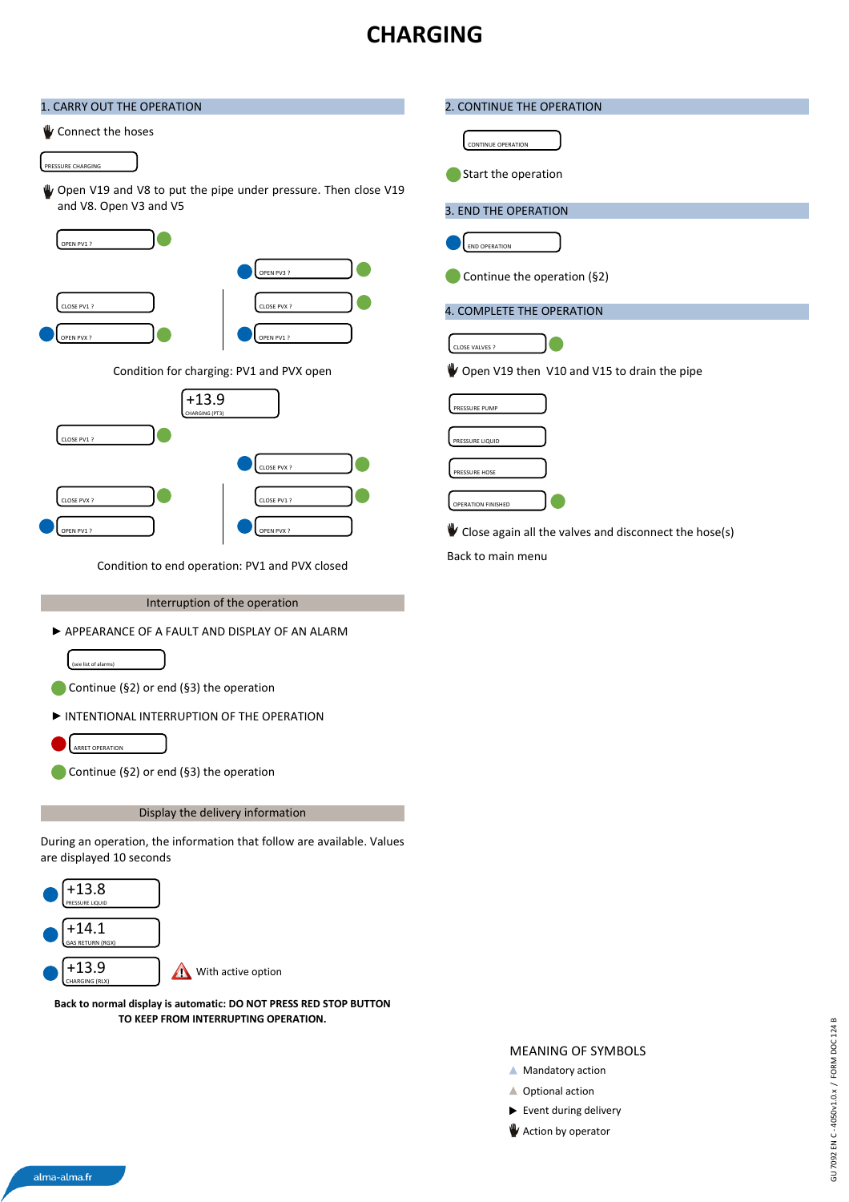# CHARGING

## 1. CARRY OUT THE OPERATION

Connect the hoses

PRESSURE CHARGING

Open V19 and V8 to put the pipe under pressure. Then close V19 and V8. Open V3 and V5

OPEN PV1 ?

OPEN PV3 ?

CLOSE PV1 ?

CLOSE PVX ?

OPEN PVX ?

OPEN PV1 ?

Condition for charging: PV1 and PVX open

+13.9
CHARGING (PT3)

CLOSE PV1 ?

CLOSE PVX ?

CLOSE PVX ?

CLOSE PV1 ?

OPEN PV1 ?

OPEN PVX ?

Condition to end operation: PV1 and PVX closed

### Interruption of the operation

► APPEARANCE OF A FAULT AND DISPLAY OF AN ALARM

(see list of alarms)

Continue (§2) or end (§3) the operation

► INTENTIONAL INTERRUPTION OF THE OPERATION

ARRET OPERATION

Continue (§2) or end (§3) the operation

### Display the delivery information

During an operation, the information that follow are available. Values are displayed 10 seconds

+13.8
PRESSURE LIQUID

+14.1
GAS RETURN (RGX)

+13.9
CHARGING (RLX)

With active option

**Back to normal display is automatic: DO NOT PRESS RED STOP BUTTON TO KEEP FROM INTERRUPTING OPERATION.**

## 2. CONTINUE THE OPERATION

CONTINUE OPERATION

Start the operation

## 3. END THE OPERATION

END OPERATION

Continue the operation (§2)

## 4. COMPLETE THE OPERATION

CLOSE VALVES ?

Open V19 then V10 and V15 to drain the pipe

PRESSURE PUMP

PRESSURE LIQUID

PRESSURE HOSE

OPERATION FINISHED

Close again all the valves and disconnect the hose(s)

Back to main menu

MEANING OF SYMBOLS

- ▲ Mandatory action
- ▲ Optional action
- ▶ Event during delivery
- Action by operator

GU 7092 EN C - 4050v1.0.x / FORM DOC 124 B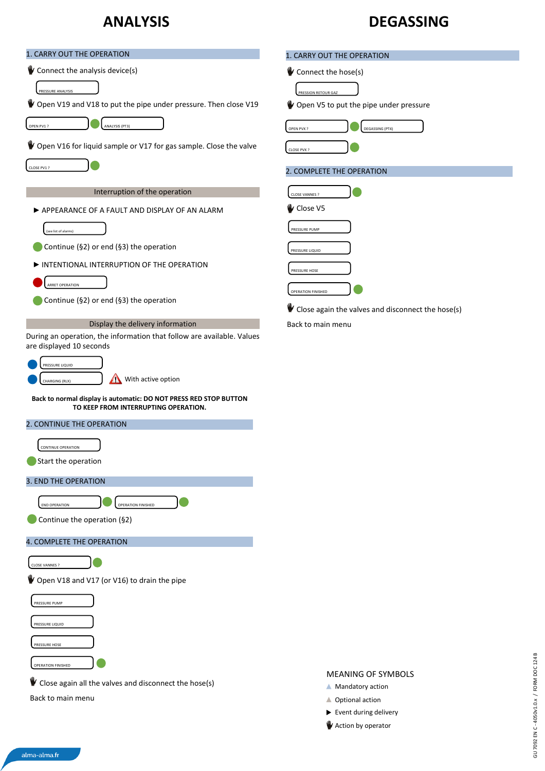# ANALYSIS

## 1. CARRY OUT THE OPERATION

Connect the analysis device(s)

PRESSURE ANALYSIS

Open V19 and V18 to put the pipe under pressure. Then close V19

OPEN PV1 ? ● ANALYSIS (PT3)

Open V16 for liquid sample or V17 for gas sample. Close the valve

CLOSE PV1 ? ●

### Interruption of the operation

▶ APPEARANCE OF A FAULT AND DISPLAY OF AN ALARM

(see list of alarms)

● Continue (§2) or end (§3) the operation

▶ INTENTIONAL INTERRUPTION OF THE OPERATION

● ARRET OPERATION

● Continue (§2) or end (§3) the operation

### Display the delivery information

During an operation, the information that follow are available. Values are displayed 10 seconds

● PRESSURE LIQUID

● CHARGING (RLX) ⚠ With active option

**Back to normal display is automatic: DO NOT PRESS RED STOP BUTTON TO KEEP FROM INTERRUPTING OPERATION.**

## 2. CONTINUE THE OPERATION

CONTINUE OPERATION

● Start the operation

## 3. END THE OPERATION

END OPERATION ● OPERATION FINISHED ●

● Continue the operation (§2)

## 4. COMPLETE THE OPERATION

CLOSE VANNES ? ●

Open V18 and V17 (or V16) to drain the pipe

PRESSURE PUMP

PRESSURE LIQUID

PRESSURE HOSE

OPERATION FINISHED ●

Close again all the valves and disconnect the hose(s)

Back to main menu

# DEGASSING

## 1. CARRY OUT THE OPERATION

Connect the hose(s)

PRESSION RETOUR GAZ

Open V5 to put the pipe under pressure

OPEN PVX ? ● DEGASSING (PT4)

CLOSE PVX ? ●

## 2. COMPLETE THE OPERATION

CLOSE VANNES ? ●

Close V5

PRESSURE PUMP

PRESSURE LIQUID

PRESSURE HOSE

OPERATION FINISHED ●

Close again the valves and disconnect the hose(s)

Back to main menu

MEANING OF SYMBOLS

- ▲ Mandatory action
- ▲ Optional action
- ▶ Event during delivery
- Action by operator

alma-alma.fr

GU 7092 EN C - 4050v1.0.x / FORM DOC 124 B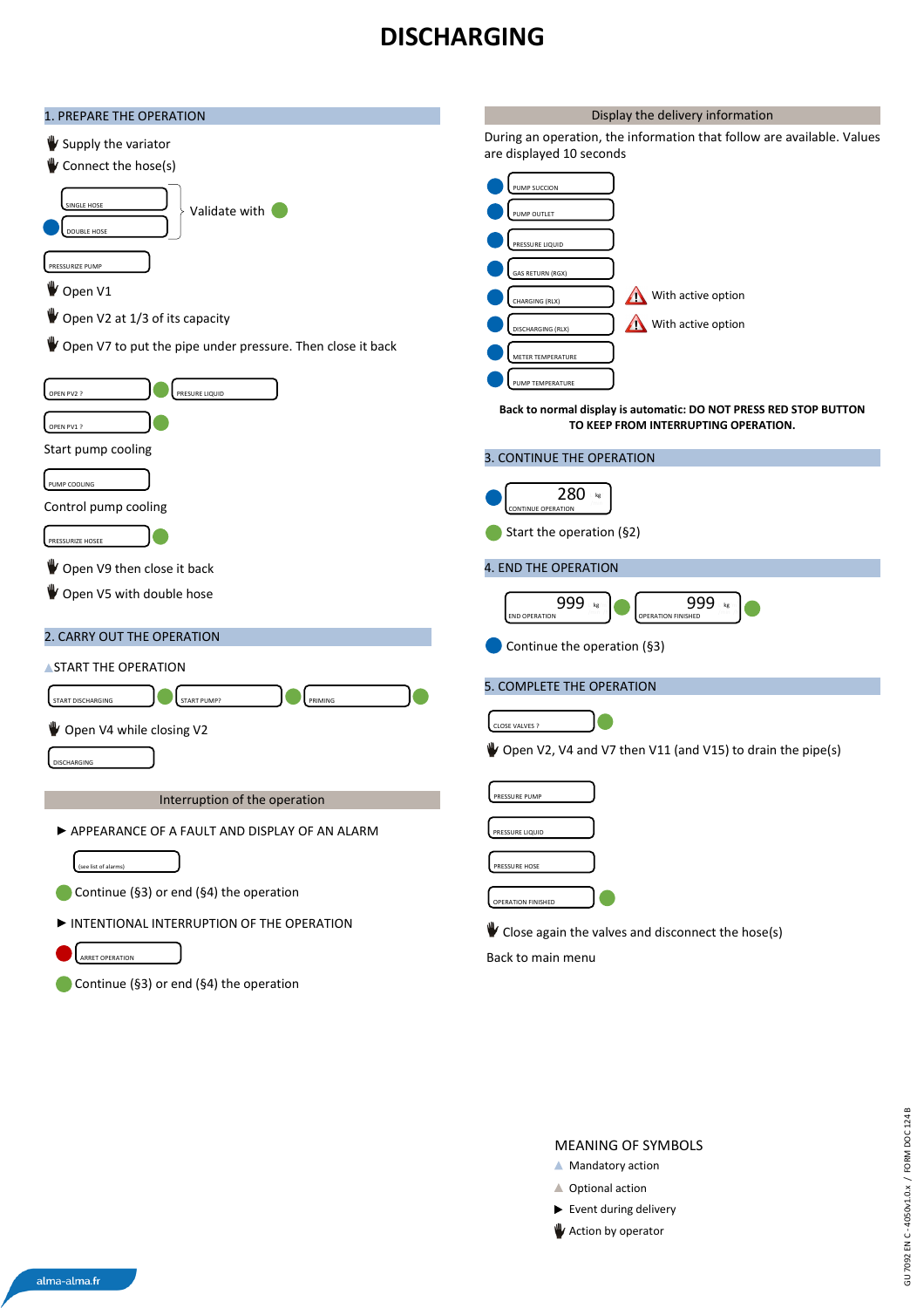# DISCHARGING

## 1. PREPARE THE OPERATION

- Supply the variator
- Connect the hose(s)

SINGLE HOSE / DOUBLE HOSE — Validate with (green)

PRESSURIZE PUMP

- Open V1
- Open V2 at 1/3 of its capacity
- Open V7 to put the pipe under pressure. Then close it back

OPEN PV2 ? (green) PRESURE LIQUID

OPEN PV1 ? (green)

Start pump cooling

PUMP COOLING

Control pump cooling

PRESSURIZE HOSEE (green)

- Open V9 then close it back
- Open V5 with double hose

## 2. CARRY OUT THE OPERATION

START THE OPERATION

START DISCHARGING (green) START PUMP? (green) PRIMING (green)

- Open V4 while closing V2

DISCHARGING

### Interruption of the operation

► APPEARANCE OF A FAULT AND DISPLAY OF AN ALARM

(see list of alarms)

Continue (§3) or end (§4) the operation

► INTENTIONAL INTERRUPTION OF THE OPERATION

(red) ARRET OPERATION

Continue (§3) or end (§4) the operation

### Display the delivery information

During an operation, the information that follow are available. Values are displayed 10 seconds

- PUMP SUCCION
- PUMP OUTLET
- PRESSURE LIQUID
- GAS RETURN (RGX)
- CHARGING (RLX) — With active option
- DISCHARGING (RLX) — With active option
- METER TEMPERATURE
- PUMP TEMPERATURE

**Back to normal display is automatic: DO NOT PRESS RED STOP BUTTON TO KEEP FROM INTERRUPTING OPERATION.**

## 3. CONTINUE THE OPERATION

280 kg — CONTINUE OPERATION

Start the operation (§2)

## 4. END THE OPERATION

999 kg — END OPERATION (green) 999 kg — OPERATION FINISHED (green)

Continue the operation (§3)

## 5. COMPLETE THE OPERATION

CLOSE VALVES ? (green)

- Open V2, V4 and V7 then V11 (and V15) to drain the pipe(s)

PRESSURE PUMP

PRESSURE LIQUID

PRESSURE HOSE

OPERATION FINISHED (green)

- Close again the valves and disconnect the hose(s)

Back to main menu

### MEANING OF SYMBOLS

- ▲ Mandatory action
- ▲ Optional action
- ► Event during delivery
- ✋ Action by operator

alma-alma.fr

GU 7092 EN C - 4050v1.0.x / FORM DOC 124 B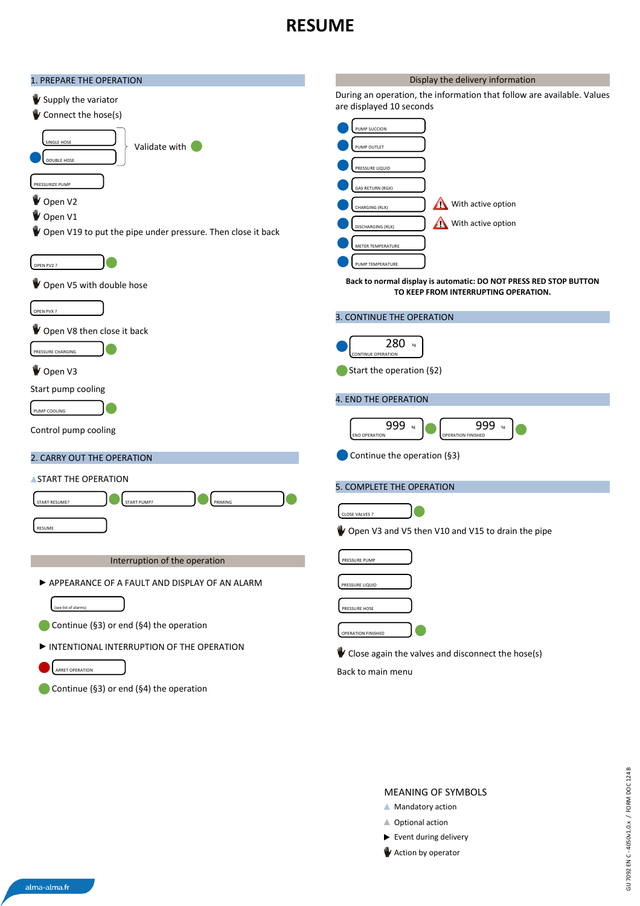# RESUME

## 1. PREPARE THE OPERATION

- Supply the variator
- Connect the hose(s)

SINGLE HOSE
DOUBLE HOSE

Validate with

PRESSURIZE PUMP

- Open V2
- Open V1
- Open V19 to put the pipe under pressure. Then close it back

OPEN PV2 ?

- Open V5 with double hose

OPEN PVX ?

- Open V8 then close it back

PRESSURE CHARGING

- Open V3

Start pump cooling

PUMP COOLING

Control pump cooling

## 2. CARRY OUT THE OPERATION

START THE OPERATION

START RESUME? → START PUMP? → PRIMING

RESUME

### Interruption of the operation

▶ APPEARANCE OF A FAULT AND DISPLAY OF AN ALARM

(see list of alarms)

Continue (§3) or end (§4) the operation

▶ INTENTIONAL INTERRUPTION OF THE OPERATION

ARRET OPERATION

Continue (§3) or end (§4) the operation

### Display the delivery information

During an operation, the information that follow are available. Values are displayed 10 seconds

- PUMP SUCCION
- PUMP OUTLET
- PRESSURE LIQUID
- GAS RETURN (RGX)
- CHARGING (RLX) — With active option
- DISCHARGING (RLX) — With active option
- METER TEMPERATURE
- PUMP TEMPERATURE

**Back to normal display is automatic: DO NOT PRESS RED STOP BUTTON TO KEEP FROM INTERRUPTING OPERATION.**

## 3. CONTINUE THE OPERATION

280 kg
CONTINUE OPERATION

Start the operation (§2)

## 4. END THE OPERATION

999 kg END OPERATION → 999 kg OPERATION FINISHED

Continue the operation (§3)

## 5. COMPLETE THE OPERATION

CLOSE VALVES ?

- Open V3 and V5 then V10 and V15 to drain the pipe

PRESSURE PUMP
PRESSURE LIQUID
PRESSURE HOSE
OPERATION FINISHED

- Close again the valves and disconnect the hose(s)

Back to main menu

### MEANING OF SYMBOLS

- ▲ Mandatory action
- ▲ Optional action
- ▶ Event during delivery
- Action by operator

alma-alma.fr

GU 7092 EN C - 4050v1.0.x / FORM DOC 124 B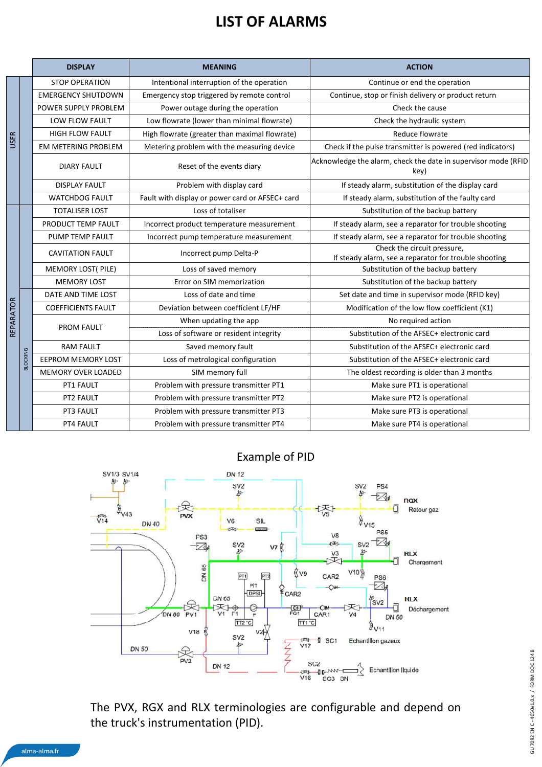# LIST OF ALARMS

| | | DISPLAY | MEANING | ACTION |
|---|---|---|---|---|
| USER | | STOP OPERATION | Intentional interruption of the operation | Continue or end the operation |
| | | EMERGENCY SHUTDOWN | Emergency stop triggered by remote control | Continue, stop or finish delivery or product return |
| | | POWER SUPPLY PROBLEM | Power outage during the operation | Check the cause |
| | | LOW FLOW FAULT | Low flowrate (lower than minimal flowrate) | Check the hydraulic system |
| | | HIGH FLOW FAULT | High flowrate (greater than maximal flowrate) | Reduce flowrate |
| | | EM METERING PROBLEM | Metering problem with the measuring device | Check if the pulse transmitter is powered (red indicators) |
| | | DIARY FAULT | Reset of the events diary | Acknowledge the alarm, check the date in supervisor mode (RFID key) |
| | | DISPLAY FAULT | Problem with display card | If steady alarm, substitution of the display card |
| | | WATCHDOG FAULT | Fault with display or power card or AFSEC+ card | If steady alarm, substitution of the faulty card |
| REPARATOR | | TOTALISER LOST | Loss of totaliser | Substitution of the backup battery |
| | | PRODUCT TEMP FAULT | Incorrect product temperature measurement | If steady alarm, see a reparator for trouble shooting |
| | | PUMP TEMP FAULT | Incorrect pump temperature measurement | If steady alarm, see a reparator for trouble shooting |
| | | CAVITATION FAULT | Incorrect pump Delta-P | Check the circuit pressure,<br>If steady alarm, see a reparator for trouble shooting |
| | | MEMORY LOST( PILE) | Loss of saved memory | Substitution of the backup battery |
| | | MEMORY LOST | Error on SIM memorization | Substitution of the backup battery |
| | BLOCKING | DATE AND TIME LOST | Loss of date and time | Set date and time in supervisor mode (RFID key) |
| | | COEFFICIENTS FAULT | Deviation between coefficient LF/HF | Modification of the low flow coefficient (K1) |
| | | PROM FAULT | When updating the app | No required action |
| | | | Loss of software or resident integrity | Substitution of the AFSEC+ electronic card |
| | | RAM FAULT | Saved memory fault | Substitution of the AFSEC+ electronic card |
| | | EEPROM MEMORY LOST | Loss of metrological configuration | Substitution of the AFSEC+ electronic card |
| | | MEMORY OVER LOADED | SIM memory full | The oldest recording is older than 3 months |
| | | PT1 FAULT | Problem with pressure transmitter PT1 | Make sure PT1 is operational |
| | | PT2 FAULT | Problem with pressure transmitter PT2 | Make sure PT2 is operational |
| | | PT3 FAULT | Problem with pressure transmitter PT3 | Make sure PT3 is operational |
| | | PT4 FAULT | Problem with pressure transmitter PT4 | Make sure PT4 is operational |

## Example of PID

SV1/3 SV1/4
DN 12
SV2
SV2 PS4
RGX Retour gaz
V14 V43
PVX
V5
DN 40
V6 SIL
V15
PS3
V8
PS5
SV2
V7
SV2
V3
RLX Chargement
DN 65
PT1 PT2
PIT DPSI
V9
CAR2
V10
PS6
CAR2
DN 65
SV2
RLX Déchargement
DN 80 PV1
V1 F1
FQ1
CAR1
V4
DN 50
TT2 °C
TT1 °C
V11
V18
SV2
V2
V17 SC1 Echantillon gazeux
DN 50
PV2
DN 12
SC2
V16 SC3 SN Echantillon liquide

The PVX, RGX and RLX terminologies are configurable and depend on the truck's instrumentation (PID).